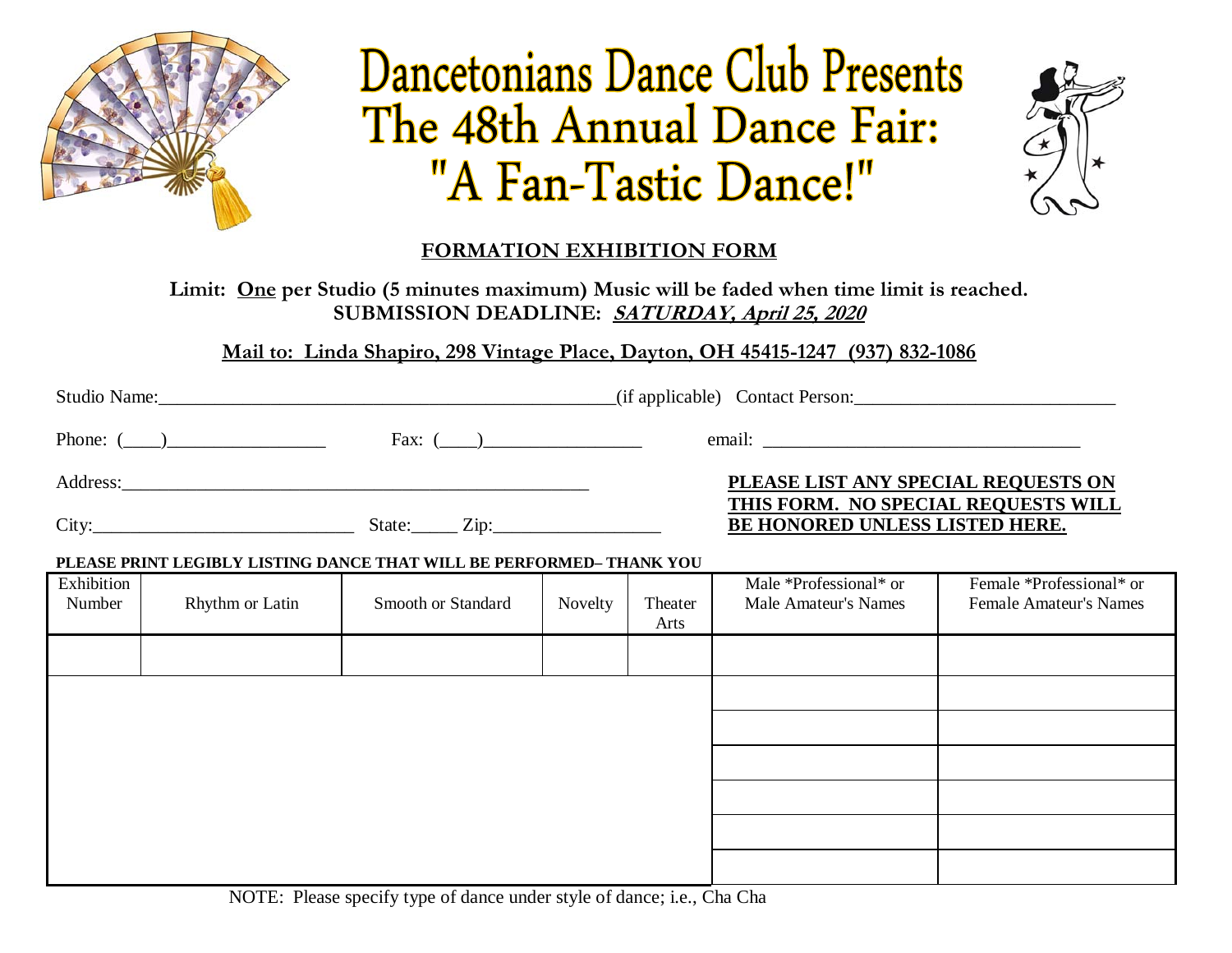# Dancetonians Dance Club Presents
# The 48th Annual Dance Fair:
# "A Fan-Tastic Dance!"

## FORMATION EXHIBITION FORM

**Limit: One per Studio (5 minutes maximum) Music will be faded when time limit is reached.**
**SUBMISSION DEADLINE: *SATURDAY, April 25, 2020***

**Mail to: Linda Shapiro, 298 Vintage Place, Dayton, OH 45415-1247 (937) 832-1086**

Studio Name:_________________________________________________(if applicable) Contact Person:___________________________

Phone: (____)_________________ Fax: (____)_________________ email: ___________________________________

Address:_____________________________________________________

City:____________________________ State:_____ Zip:__________________

**PLEASE LIST ANY SPECIAL REQUESTS ON THIS FORM. NO SPECIAL REQUESTS WILL BE HONORED UNLESS LISTED HERE.**

**PLEASE PRINT LEGIBLY LISTING DANCE THAT WILL BE PERFORMED– THANK YOU**

| Exhibition Number | Rhythm or Latin | Smooth or Standard | Novelty | Theater Arts | Male *Professional* or Male Amateur's Names | Female *Professional* or Female Amateur's Names |
|---|---|---|---|---|---|---|
| | | | | | | |
| | | | | | | |
| | | | | | | |
| | | | | | | |
| | | | | | | |
| | | | | | | |
| | | | | | | |

NOTE: Please specify type of dance under style of dance; i.e., Cha Cha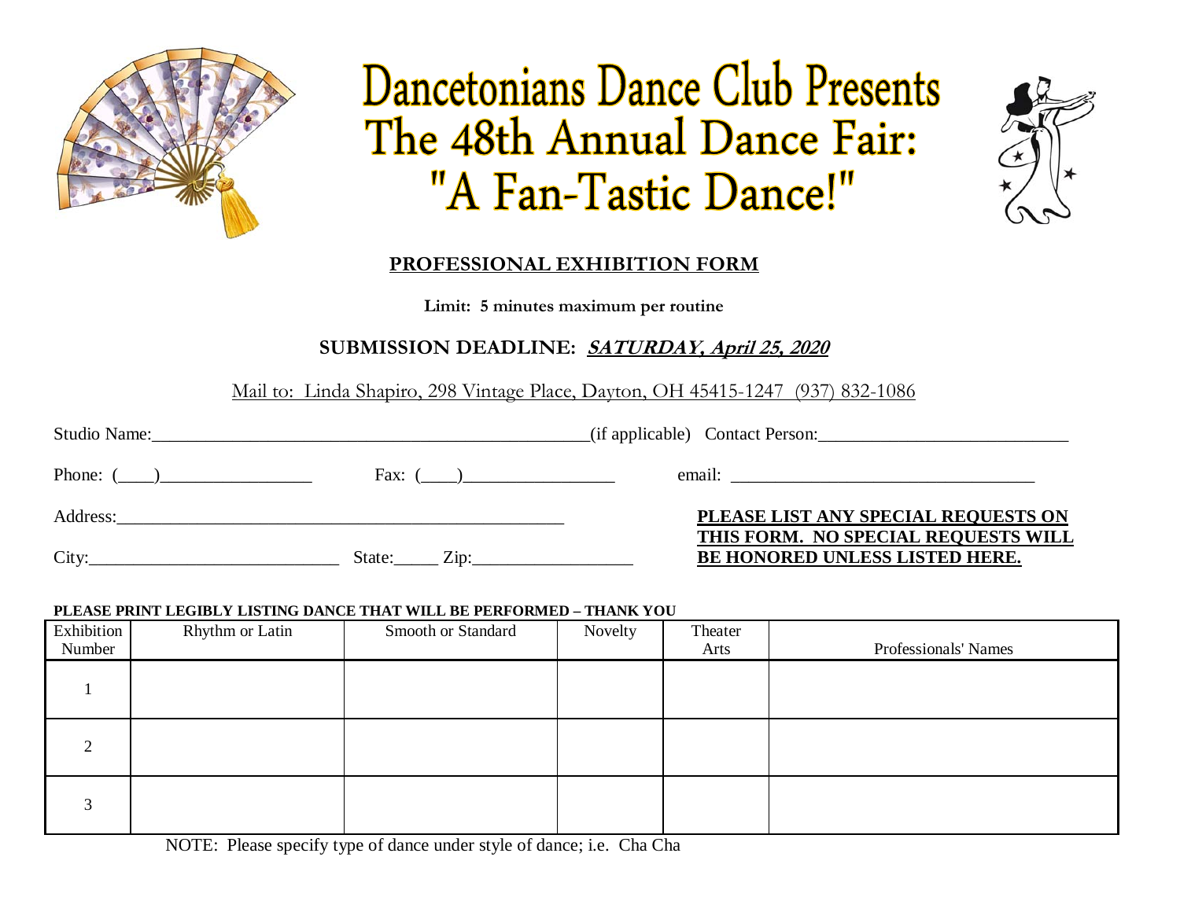# Dancetonians Dance Club Presents
# The 48th Annual Dance Fair:
# "A Fan-Tastic Dance!"

## PROFESSIONAL EXHIBITION FORM

**Limit: 5 minutes maximum per routine**

**SUBMISSION DEADLINE: *SATURDAY, April 25, 2020***

Mail to: Linda Shapiro, 298 Vintage Place, Dayton, OH 45415-1247 (937) 832-1086

Studio Name:_______________________________________________(if applicable) Contact Person:___________________________

Phone: (____)________________ Fax: (____)________________ email: __________________________________

Address:___________________________________________________

City:___________________________ State:_____ Zip:_________________

**PLEASE LIST ANY SPECIAL REQUESTS ON THIS FORM. NO SPECIAL REQUESTS WILL BE HONORED UNLESS LISTED HERE.**

**PLEASE PRINT LEGIBLY LISTING DANCE THAT WILL BE PERFORMED – THANK YOU**

| Exhibition Number | Rhythm or Latin | Smooth or Standard | Novelty | Theater Arts | Professionals' Names |
|---|---|---|---|---|---|
| 1 | | | | | |
| 2 | | | | | |
| 3 | | | | | |

NOTE: Please specify type of dance under style of dance; i.e. Cha Cha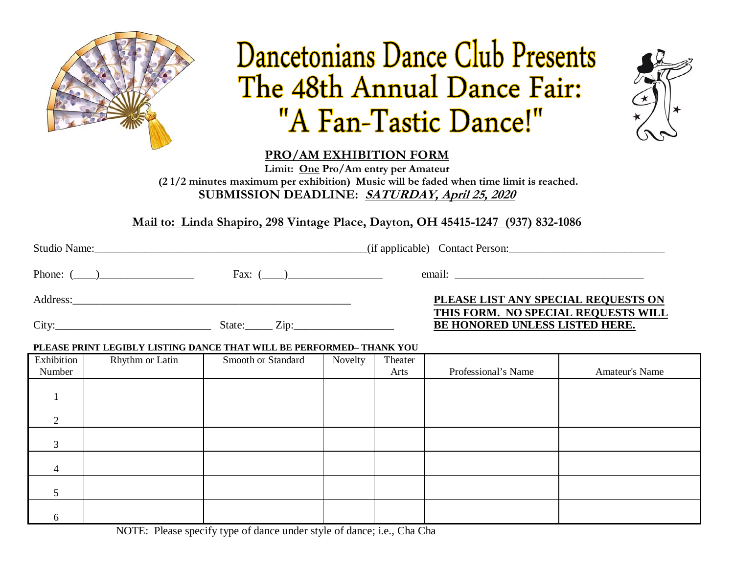# Dancetonians Dance Club Presents
# The 48th Annual Dance Fair:
# "A Fan-Tastic Dance!"

## PRO/AM EXHIBITION FORM

**Limit: One Pro/Am entry per Amateur**

**(2 1/2 minutes maximum per exhibition) Music will be faded when time limit is reached.**

**SUBMISSION DEADLINE: *SATURDAY, April 25, 2020***

**Mail to: Linda Shapiro, 298 Vintage Place, Dayton, OH 45415-1247 (937) 832-1086**

Studio Name:\_\_\_\_\_\_\_\_\_\_\_\_\_\_\_\_\_\_\_\_\_\_\_\_\_\_\_\_\_\_\_\_\_\_\_\_\_\_\_\_\_\_\_\_(if applicable) Contact Person:\_\_\_\_\_\_\_\_\_\_\_\_\_\_\_\_\_\_\_\_\_\_\_\_\_\_

Phone: (\_\_\_\_)\_\_\_\_\_\_\_\_\_\_\_\_\_\_\_\_ Fax: (\_\_\_\_)\_\_\_\_\_\_\_\_\_\_\_\_\_\_\_\_ email: \_\_\_\_\_\_\_\_\_\_\_\_\_\_\_\_\_\_\_\_\_\_\_\_\_\_\_\_\_\_\_\_

Address:\_\_\_\_\_\_\_\_\_\_\_\_\_\_\_\_\_\_\_\_\_\_\_\_\_\_\_\_\_\_\_\_\_\_\_\_\_\_\_\_\_\_\_\_\_\_\_\_

City:\_\_\_\_\_\_\_\_\_\_\_\_\_\_\_\_\_\_\_\_\_\_\_\_\_\_\_\_ State:\_\_\_\_\_ Zip:\_\_\_\_\_\_\_\_\_\_\_\_\_\_\_\_\_\_

**PLEASE LIST ANY SPECIAL REQUESTS ON THIS FORM. NO SPECIAL REQUESTS WILL BE HONORED UNLESS LISTED HERE.**

**PLEASE PRINT LEGIBLY LISTING DANCE THAT WILL BE PERFORMED– THANK YOU**

| Exhibition Number | Rhythm or Latin | Smooth or Standard | Novelty | Theater Arts | Professional's Name | Amateur's Name |
|---|---|---|---|---|---|---|
| 1 | | | | | | |
| 2 | | | | | | |
| 3 | | | | | | |
| 4 | | | | | | |
| 5 | | | | | | |
| 6 | | | | | | |

NOTE: Please specify type of dance under style of dance; i.e., Cha Cha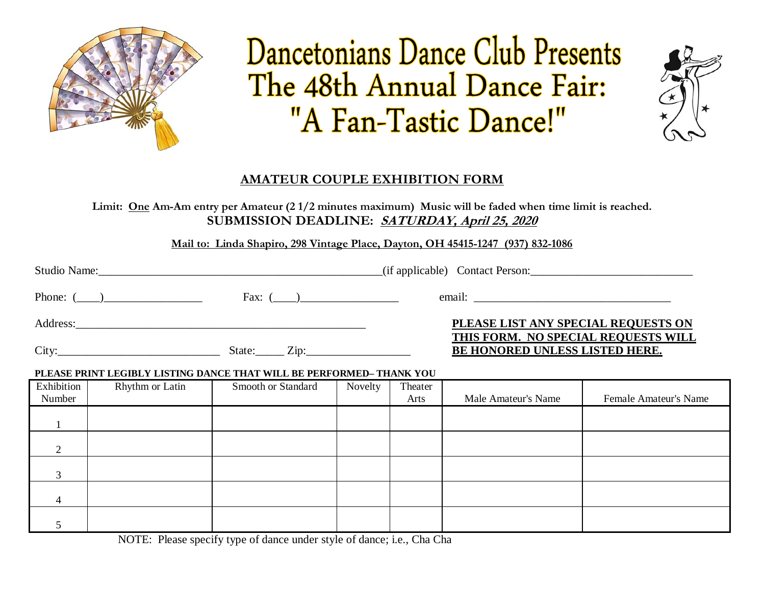# Dancetonians Dance Club Presents
# The 48th Annual Dance Fair:
# "A Fan-Tastic Dance!"

## AMATEUR COUPLE EXHIBITION FORM

**Limit: One Am-Am entry per Amateur (2 1/2 minutes maximum) Music will be faded when time limit is reached.**

**SUBMISSION DEADLINE: *SATURDAY, April 25, 2020***

**Mail to: Linda Shapiro, 298 Vintage Place, Dayton, OH 45415-1247 (937) 832-1086**

Studio Name:_______________________________________________(if applicable) Contact Person:___________________________

Phone: (____)_________________ Fax: (____)_________________ email: __________________________________

Address:___________________________________________________

City:___________________________ State:_____ Zip:_________________

**PLEASE LIST ANY SPECIAL REQUESTS ON THIS FORM. NO SPECIAL REQUESTS WILL BE HONORED UNLESS LISTED HERE.**

**PLEASE PRINT LEGIBLY LISTING DANCE THAT WILL BE PERFORMED– THANK YOU**

| Exhibition Number | Rhythm or Latin | Smooth or Standard | Novelty | Theater Arts | Male Amateur's Name | Female Amateur's Name |
|---|---|---|---|---|---|---|
| 1 | | | | | | |
| 2 | | | | | | |
| 3 | | | | | | |
| 4 | | | | | | |
| 5 | | | | | | |

NOTE: Please specify type of dance under style of dance; i.e., Cha Cha